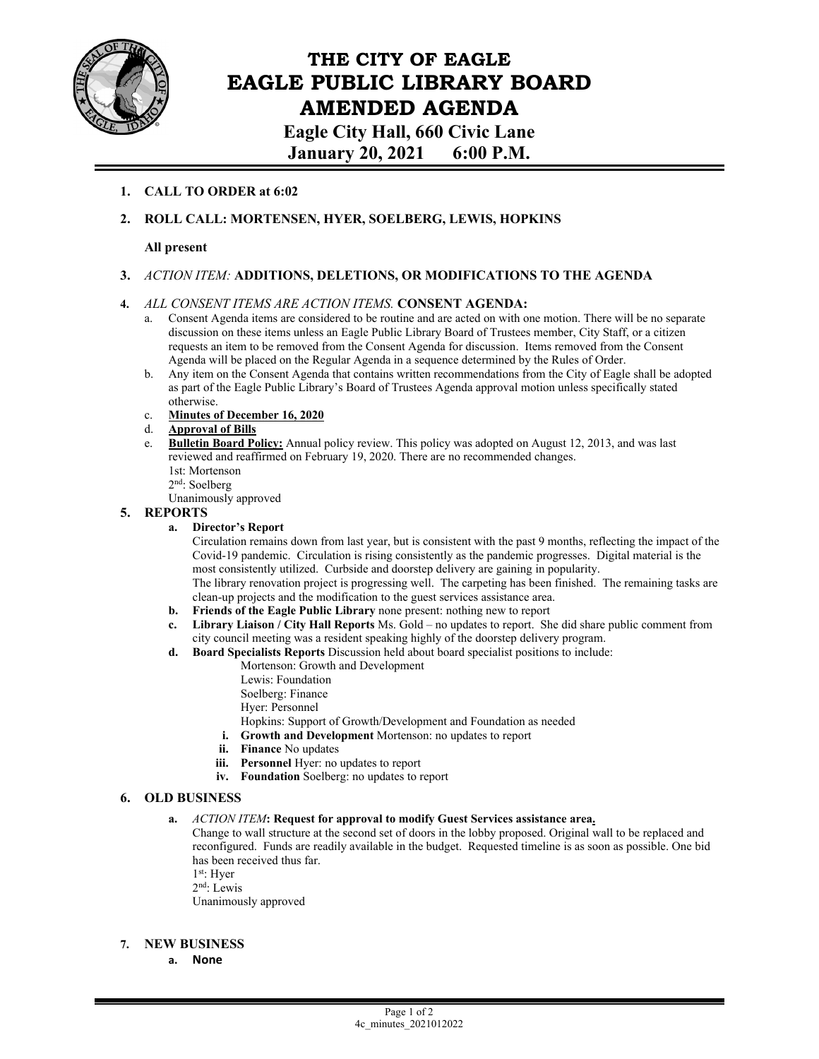# THE CITY OF EAGLE
# EAGLE PUBLIC LIBRARY BOARD
# AMENDED AGENDA

**Eagle City Hall, 660 Civic Lane**
**January 20, 2021 6:00 P.M.**

1. **CALL TO ORDER at 6:02**

2. **ROLL CALL: MORTENSEN, HYER, SOELBERG, LEWIS, HOPKINS**

   **All present**

3. *ACTION ITEM:* **ADDITIONS, DELETIONS, OR MODIFICATIONS TO THE AGENDA**

4. *ALL CONSENT ITEMS ARE ACTION ITEMS.* **CONSENT AGENDA:**
   a. Consent Agenda items are considered to be routine and are acted on with one motion. There will be no separate discussion on these items unless an Eagle Public Library Board of Trustees member, City Staff, or a citizen requests an item to be removed from the Consent Agenda for discussion. Items removed from the Consent Agenda will be placed on the Regular Agenda in a sequence determined by the Rules of Order.
   b. Any item on the Consent Agenda that contains written recommendations from the City of Eagle shall be adopted as part of the Eagle Public Library's Board of Trustees Agenda approval motion unless specifically stated otherwise.
   c. **Minutes of December 16, 2020**
   d. **Approval of Bills**
   e. **Bulletin Board Policy:** Annual policy review. This policy was adopted on August 12, 2013, and was last reviewed and reaffirmed on February 19, 2020. There are no recommended changes.
      1st: Mortenson
      2nd: Soelberg
      Unanimously approved

5. **REPORTS**
   a. **Director's Report**
      Circulation remains down from last year, but is consistent with the past 9 months, reflecting the impact of the Covid-19 pandemic. Circulation is rising consistently as the pandemic progresses. Digital material is the most consistently utilized. Curbside and doorstep delivery are gaining in popularity.
      The library renovation project is progressing well. The carpeting has been finished. The remaining tasks are clean-up projects and the modification to the guest services assistance area.
   b. **Friends of the Eagle Public Library** none present: nothing new to report
   c. **Library Liaison / City Hall Reports** Ms. Gold – no updates to report. She did share public comment from city council meeting was a resident speaking highly of the doorstep delivery program.
   d. **Board Specialists Reports** Discussion held about board specialist positions to include:
      Mortenson: Growth and Development
      Lewis: Foundation
      Soelberg: Finance
      Hyer: Personnel
      Hopkins: Support of Growth/Development and Foundation as needed
      i. **Growth and Development** Mortenson: no updates to report
      ii. **Finance** No updates
      iii. **Personnel** Hyer: no updates to report
      iv. **Foundation** Soelberg: no updates to report

6. **OLD BUSINESS**
   a. *ACTION ITEM*: **Request for approval to modify Guest Services assistance area.**
      Change to wall structure at the second set of doors in the lobby proposed. Original wall to be replaced and reconfigured. Funds are readily available in the budget. Requested timeline is as soon as possible. One bid has been received thus far.
      1st: Hyer
      2nd: Lewis
      Unanimously approved

7. **NEW BUSINESS**
   a. **None**

4c_minutes_2021012022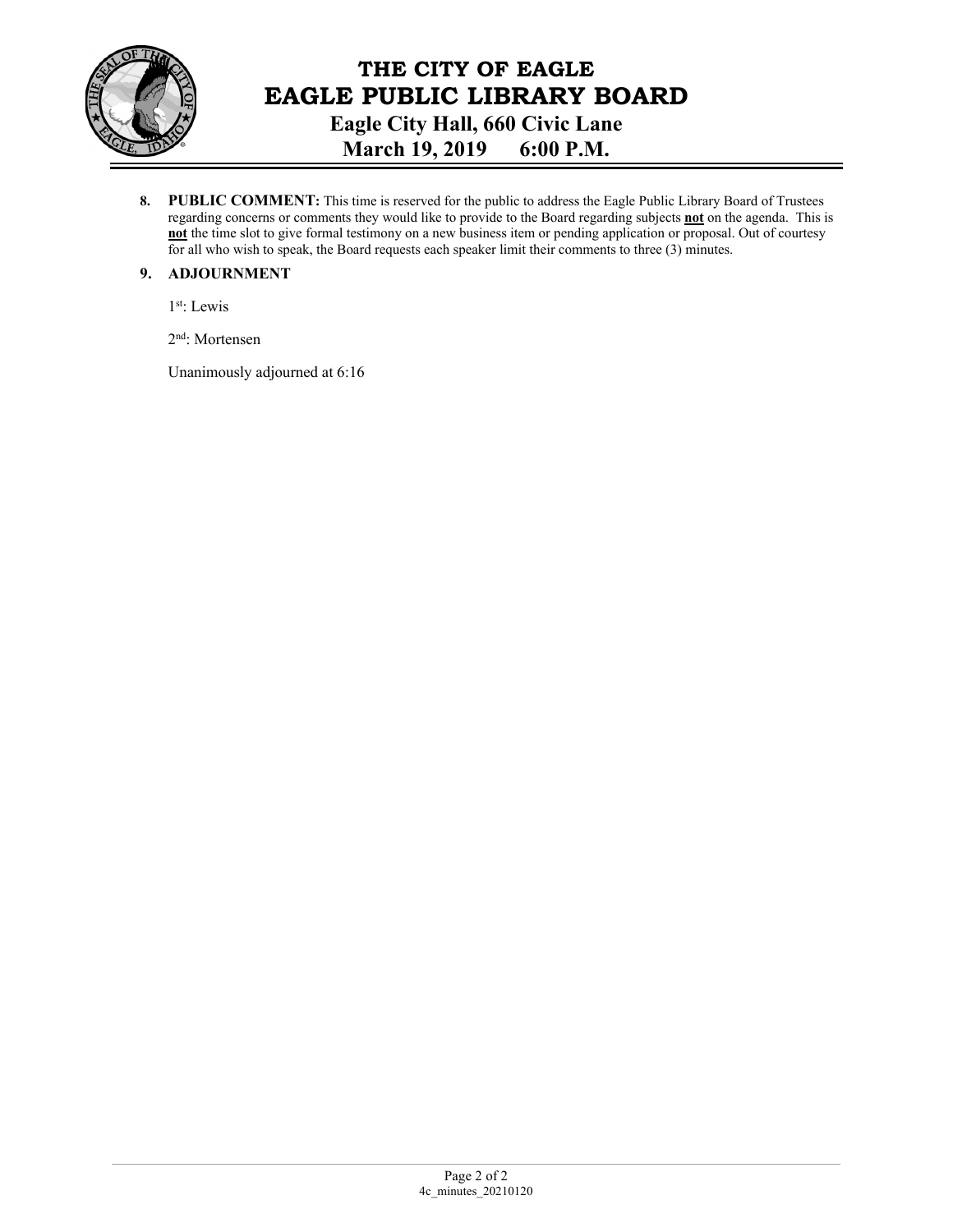**8. PUBLIC COMMENT:** This time is reserved for the public to address the Eagle Public Library Board of Trustees regarding concerns or comments they would like to provide to the Board regarding subjects **not** on the agenda. This is **not** the time slot to give formal testimony on a new business item or pending application or proposal. Out of courtesy for all who wish to speak, the Board requests each speaker limit their comments to three (3) minutes.

**9. ADJOURNMENT**

1st: Lewis

2nd: Mortensen

Unanimously adjourned at 6:16